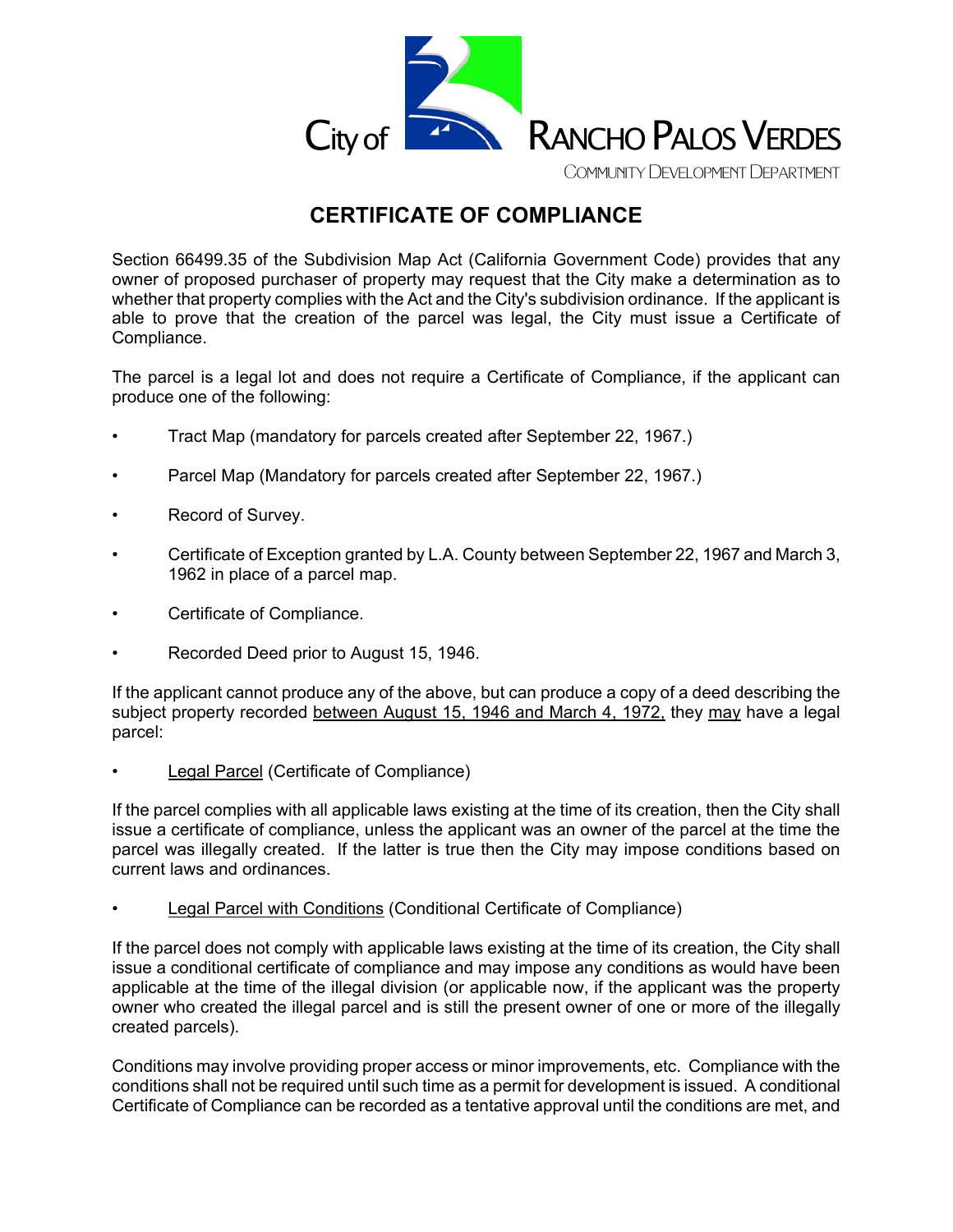City of RANCHO PALOS VERDES

COMMUNITY DEVELOPMENT DEPARTMENT

# CERTIFICATE OF COMPLIANCE

Section 66499.35 of the Subdivision Map Act (California Government Code) provides that any owner of proposed purchaser of property may request that the City make a determination as to whether that property complies with the Act and the City's subdivision ordinance. If the applicant is able to prove that the creation of the parcel was legal, the City must issue a Certificate of Compliance.

The parcel is a legal lot and does not require a Certificate of Compliance, if the applicant can produce one of the following:

- Tract Map (mandatory for parcels created after September 22, 1967.)
- Parcel Map (Mandatory for parcels created after September 22, 1967.)
- Record of Survey.
- Certificate of Exception granted by L.A. County between September 22, 1967 and March 3, 1962 in place of a parcel map.
- Certificate of Compliance.
- Recorded Deed prior to August 15, 1946.

If the applicant cannot produce any of the above, but can produce a copy of a deed describing the subject property recorded <u>between August 15, 1946 and March 4, 1972,</u> they <u>may</u> have a legal parcel:

- <u>Legal Parcel</u> (Certificate of Compliance)

If the parcel complies with all applicable laws existing at the time of its creation, then the City shall issue a certificate of compliance, unless the applicant was an owner of the parcel at the time the parcel was illegally created. If the latter is true then the City may impose conditions based on current laws and ordinances.

- <u>Legal Parcel with Conditions</u> (Conditional Certificate of Compliance)

If the parcel does not comply with applicable laws existing at the time of its creation, the City shall issue a conditional certificate of compliance and may impose any conditions as would have been applicable at the time of the illegal division (or applicable now, if the applicant was the property owner who created the illegal parcel and is still the present owner of one or more of the illegally created parcels).

Conditions may involve providing proper access or minor improvements, etc. Compliance with the conditions shall not be required until such time as a permit for development is issued. A conditional Certificate of Compliance can be recorded as a tentative approval until the conditions are met, and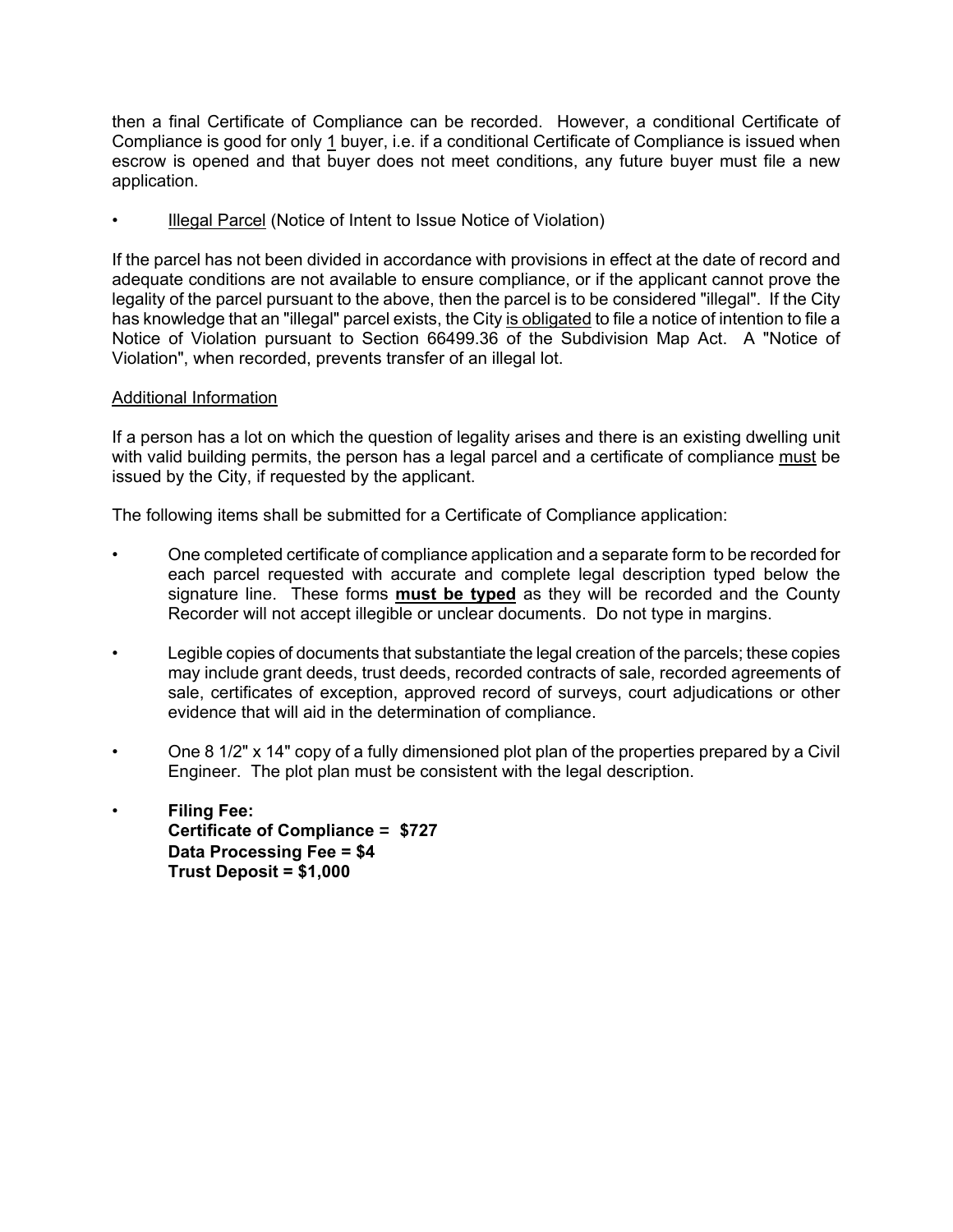then a final Certificate of Compliance can be recorded. However, a conditional Certificate of Compliance is good for only 1 buyer, i.e. if a conditional Certificate of Compliance is issued when escrow is opened and that buyer does not meet conditions, any future buyer must file a new application.

- Illegal Parcel (Notice of Intent to Issue Notice of Violation)

If the parcel has not been divided in accordance with provisions in effect at the date of record and adequate conditions are not available to ensure compliance, or if the applicant cannot prove the legality of the parcel pursuant to the above, then the parcel is to be considered "illegal". If the City has knowledge that an "illegal" parcel exists, the City is obligated to file a notice of intention to file a Notice of Violation pursuant to Section 66499.36 of the Subdivision Map Act. A "Notice of Violation", when recorded, prevents transfer of an illegal lot.

Additional Information

If a person has a lot on which the question of legality arises and there is an existing dwelling unit with valid building permits, the person has a legal parcel and a certificate of compliance must be issued by the City, if requested by the applicant.

The following items shall be submitted for a Certificate of Compliance application:

- One completed certificate of compliance application and a separate form to be recorded for each parcel requested with accurate and complete legal description typed below the signature line. These forms **must be typed** as they will be recorded and the County Recorder will not accept illegible or unclear documents. Do not type in margins.

- Legible copies of documents that substantiate the legal creation of the parcels; these copies may include grant deeds, trust deeds, recorded contracts of sale, recorded agreements of sale, certificates of exception, approved record of surveys, court adjudications or other evidence that will aid in the determination of compliance.

- One 8 1/2" x 14" copy of a fully dimensioned plot plan of the properties prepared by a Civil Engineer. The plot plan must be consistent with the legal description.

- **Filing Fee:**
  **Certificate of Compliance = $727**
  **Data Processing Fee = $4**
  **Trust Deposit = $1,000**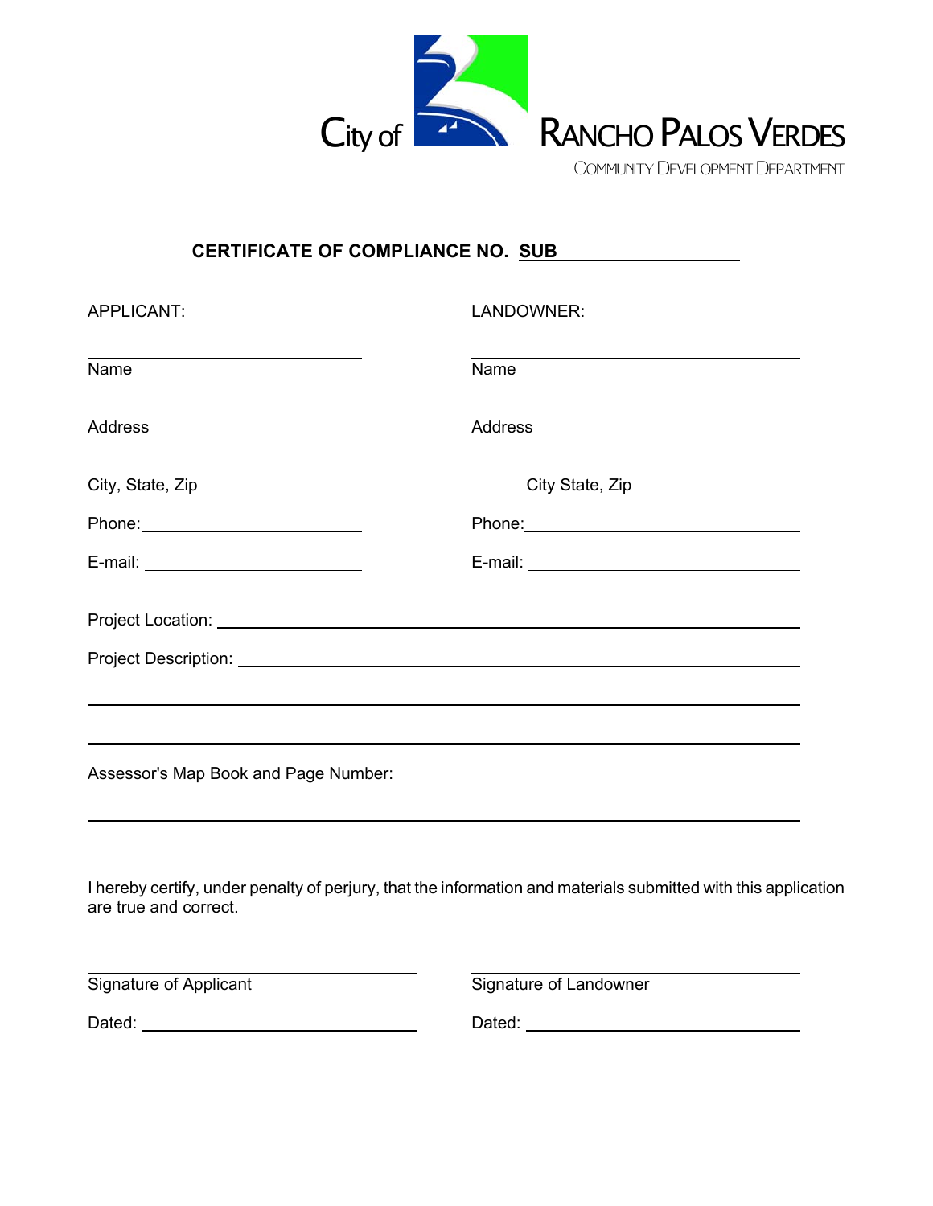City of RANCHO PALOS VERDES

COMMUNITY DEVELOPMENT DEPARTMENT

**CERTIFICATE OF COMPLIANCE NO. SUB** ____________________

| APPLICANT: | LANDOWNER: |
| --- | --- |
| ______________________ | ______________________ |
| Name | Name |
| ______________________ | ______________________ |
| Address | Address |
| ______________________ | ______________________ |
| City, State, Zip | City State, Zip |
| Phone: ______________________ | Phone: ______________________ |
| E-mail: ______________________ | E-mail: ______________________ |

Project Location: ____________________________________________

Project Description: ____________________________________________

____________________________________________

____________________________________________

Assessor's Map Book and Page Number:

____________________________________________

I hereby certify, under penalty of perjury, that the information and materials submitted with this application are true and correct.

| ______________________ | ______________________ |
| --- | --- |
| Signature of Applicant | Signature of Landowner |
| Dated: ______________________ | Dated: ______________________ |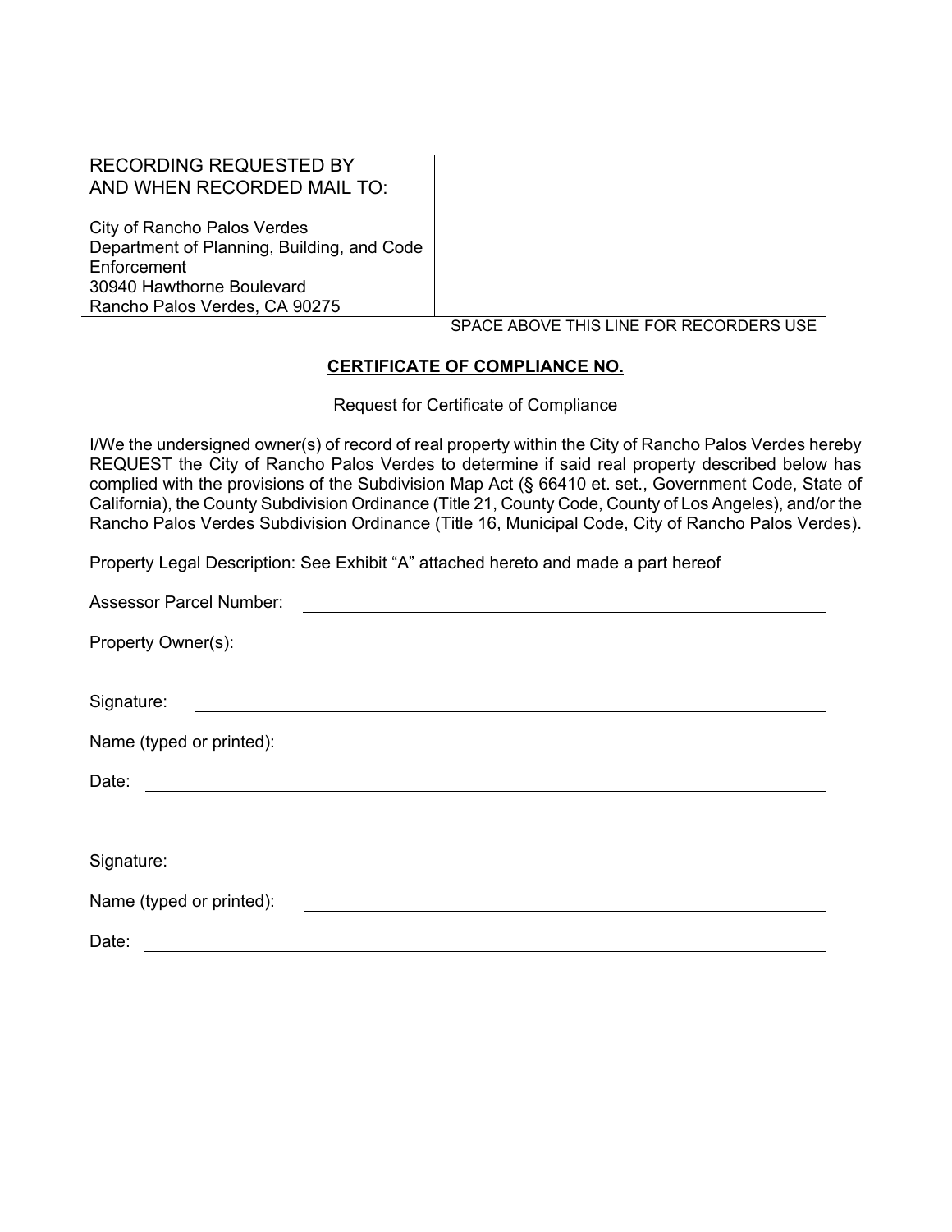RECORDING REQUESTED BY
AND WHEN RECORDED MAIL TO:

City of Rancho Palos Verdes
Department of Planning, Building, and Code Enforcement
30940 Hawthorne Boulevard
Rancho Palos Verdes, CA 90275

SPACE ABOVE THIS LINE FOR RECORDERS USE

**CERTIFICATE OF COMPLIANCE NO.**

Request for Certificate of Compliance

I/We the undersigned owner(s) of record of real property within the City of Rancho Palos Verdes hereby REQUEST the City of Rancho Palos Verdes to determine if said real property described below has complied with the provisions of the Subdivision Map Act (§ 66410 et. set., Government Code, State of California), the County Subdivision Ordinance (Title 21, County Code, County of Los Angeles), and/or the Rancho Palos Verdes Subdivision Ordinance (Title 16, Municipal Code, City of Rancho Palos Verdes).

Property Legal Description: See Exhibit "A" attached hereto and made a part hereof

Assessor Parcel Number: ______________________________

Property Owner(s):

Signature: ______________________________

Name (typed or printed): ______________________________

Date: ______________________________

Signature: ______________________________

Name (typed or printed): ______________________________

Date: ______________________________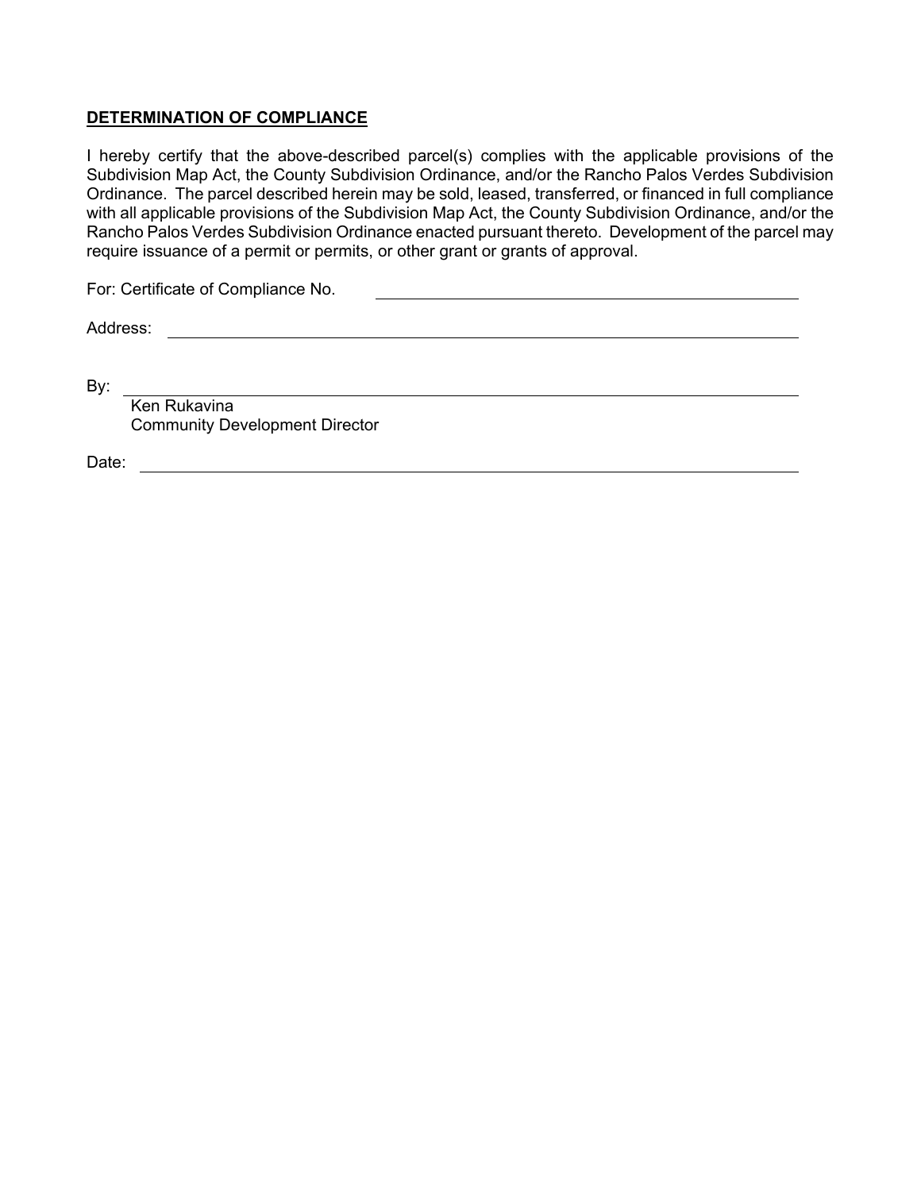**DETERMINATION OF COMPLIANCE**

I hereby certify that the above-described parcel(s) complies with the applicable provisions of the Subdivision Map Act, the County Subdivision Ordinance, and/or the Rancho Palos Verdes Subdivision Ordinance. The parcel described herein may be sold, leased, transferred, or financed in full compliance with all applicable provisions of the Subdivision Map Act, the County Subdivision Ordinance, and/or the Rancho Palos Verdes Subdivision Ordinance enacted pursuant thereto. Development of the parcel may require issuance of a permit or permits, or other grant or grants of approval.

For: Certificate of Compliance No. ______________________________

Address: ______________________________

By: ______________________________

Ken Rukavina
Community Development Director

Date: ______________________________